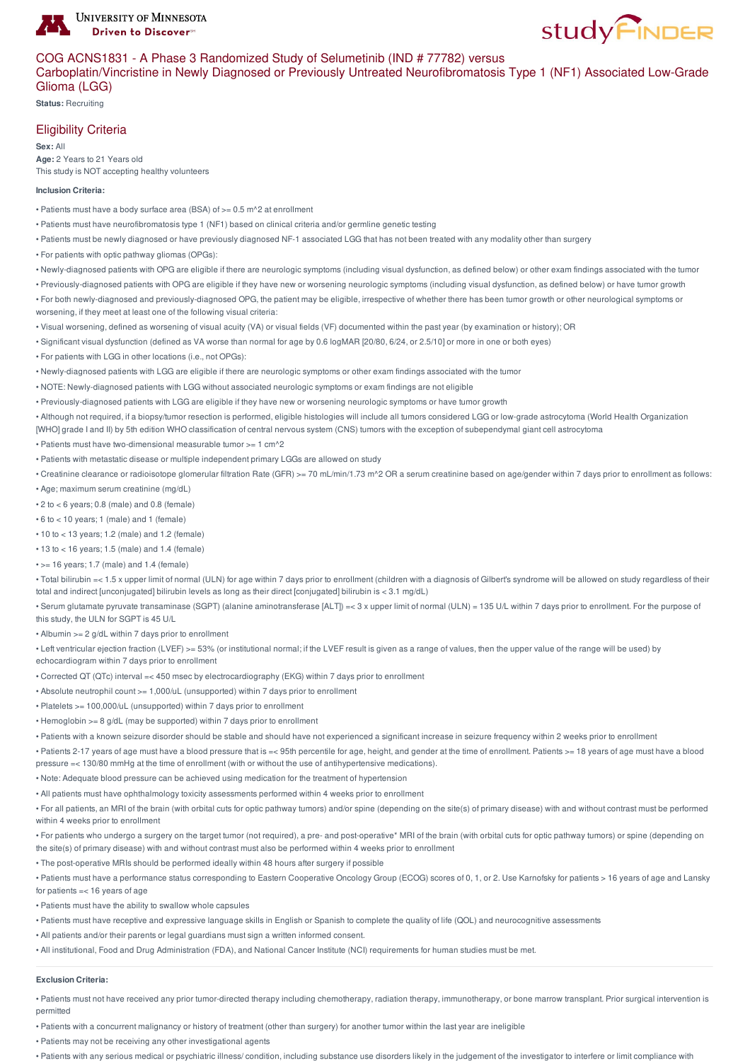# COG ACNS1831 - A Phase 3 Randomized Study of Selumetinib (IND # 77782) versus Carboplatin/Vincristine in Newly Diagnosed or Previously Untreated Neurofibromatosis Type 1 (NF1) Associated Low-Grade Glioma (LGG)

**Status:** Recruiting

## Eligibility Criteria

**Sex:** All
**Age:** 2 Years to 21 Years old
This study is NOT accepting healthy volunteers

**Inclusion Criteria:**

- Patients must have a body surface area (BSA) of >= 0.5 m^2 at enrollment
- Patients must have neurofibromatosis type 1 (NF1) based on clinical criteria and/or germline genetic testing
- Patients must be newly diagnosed or have previously diagnosed NF-1 associated LGG that has not been treated with any modality other than surgery
- For patients with optic pathway gliomas (OPGs):
- Newly-diagnosed patients with OPG are eligible if there are neurologic symptoms (including visual dysfunction, as defined below) or other exam findings associated with the tumor
- Previously-diagnosed patients with OPG are eligible if they have new or worsening neurologic symptoms (including visual dysfunction, as defined below) or have tumor growth
- For both newly-diagnosed and previously-diagnosed OPG, the patient may be eligible, irrespective of whether there has been tumor growth or other neurological symptoms or worsening, if they meet at least one of the following visual criteria:
- Visual worsening, defined as worsening of visual acuity (VA) or visual fields (VF) documented within the past year (by examination or history); OR
- Significant visual dysfunction (defined as VA worse than normal for age by 0.6 logMAR [20/80, 6/24, or 2.5/10] or more in one or both eyes)
- For patients with LGG in other locations (i.e., not OPGs):
- Newly-diagnosed patients with LGG are eligible if there are neurologic symptoms or other exam findings associated with the tumor
- NOTE: Newly-diagnosed patients with LGG without associated neurologic symptoms or exam findings are not eligible
- Previously-diagnosed patients with LGG are eligible if they have new or worsening neurologic symptoms or have tumor growth
- Although not required, if a biopsy/tumor resection is performed, eligible histologies will include all tumors considered LGG or low-grade astrocytoma (World Health Organization [WHO] grade I and II) by 5th edition WHO classification of central nervous system (CNS) tumors with the exception of subependymal giant cell astrocytoma
- Patients must have two-dimensional measurable tumor >= 1 cm^2
- Patients with metastatic disease or multiple independent primary LGGs are allowed on study
- Creatinine clearance or radioisotope glomerular filtration Rate (GFR) >= 70 mL/min/1.73 m^2 OR a serum creatinine based on age/gender within 7 days prior to enrollment as follows:
- Age; maximum serum creatinine (mg/dL)
- 2 to < 6 years; 0.8 (male) and 0.8 (female)
- 6 to < 10 years; 1 (male) and 1 (female)
- 10 to < 13 years; 1.2 (male) and 1.2 (female)
- 13 to < 16 years; 1.5 (male) and 1.4 (female)
- >= 16 years; 1.7 (male) and 1.4 (female)
- Total bilirubin =< 1.5 x upper limit of normal (ULN) for age within 7 days prior to enrollment (children with a diagnosis of Gilbert's syndrome will be allowed on study regardless of their total and indirect [unconjugated] bilirubin levels as long as their direct [conjugated] bilirubin is < 3.1 mg/dL)
- Serum glutamate pyruvate transaminase (SGPT) (alanine aminotransferase [ALT]) =< 3 x upper limit of normal (ULN) = 135 U/L within 7 days prior to enrollment. For the purpose of this study, the ULN for SGPT is 45 U/L
- Albumin >= 2 g/dL within 7 days prior to enrollment
- Left ventricular ejection fraction (LVEF) >= 53% (or institutional normal; if the LVEF result is given as a range of values, then the upper value of the range will be used) by echocardiogram within 7 days prior to enrollment
- Corrected QT (QTc) interval =< 450 msec by electrocardiography (EKG) within 7 days prior to enrollment
- Absolute neutrophil count >= 1,000/uL (unsupported) within 7 days prior to enrollment
- Platelets >= 100,000/uL (unsupported) within 7 days prior to enrollment
- Hemoglobin >= 8 g/dL (may be supported) within 7 days prior to enrollment
- Patients with a known seizure disorder should be stable and should have not experienced a significant increase in seizure frequency within 2 weeks prior to enrollment
- Patients 2-17 years of age must have a blood pressure that is =< 95th percentile for age, height, and gender at the time of enrollment. Patients >= 18 years of age must have a blood pressure =< 130/80 mmHg at the time of enrollment (with or without the use of antihypertensive medications).
- Note: Adequate blood pressure can be achieved using medication for the treatment of hypertension
- All patients must have ophthalmology toxicity assessments performed within 4 weeks prior to enrollment
- For all patients, an MRI of the brain (with orbital cuts for optic pathway tumors) and/or spine (depending on the site(s) of primary disease) with and without contrast must be performed within 4 weeks prior to enrollment
- For patients who undergo a surgery on the target tumor (not required), a pre- and post-operative* MRI of the brain (with orbital cuts for optic pathway tumors) or spine (depending on the site(s) of primary disease) with and without contrast must also be performed within 4 weeks prior to enrollment
- The post-operative MRIs should be performed ideally within 48 hours after surgery if possible
- Patients must have a performance status corresponding to Eastern Cooperative Oncology Group (ECOG) scores of 0, 1, or 2. Use Karnofsky for patients > 16 years of age and Lansky for patients =< 16 years of age
- Patients must have the ability to swallow whole capsules
- Patients must have receptive and expressive language skills in English or Spanish to complete the quality of life (QOL) and neurocognitive assessments
- All patients and/or their parents or legal guardians must sign a written informed consent.
- All institutional, Food and Drug Administration (FDA), and National Cancer Institute (NCI) requirements for human studies must be met.

**Exclusion Criteria:**

- Patients must not have received any prior tumor-directed therapy including chemotherapy, radiation therapy, immunotherapy, or bone marrow transplant. Prior surgical intervention is permitted
- Patients with a concurrent malignancy or history of treatment (other than surgery) for another tumor within the last year are ineligible
- Patients may not be receiving any other investigational agents
- Patients with any serious medical or psychiatric illness/ condition, including substance use disorders likely in the judgement of the investigator to interfere or limit compliance with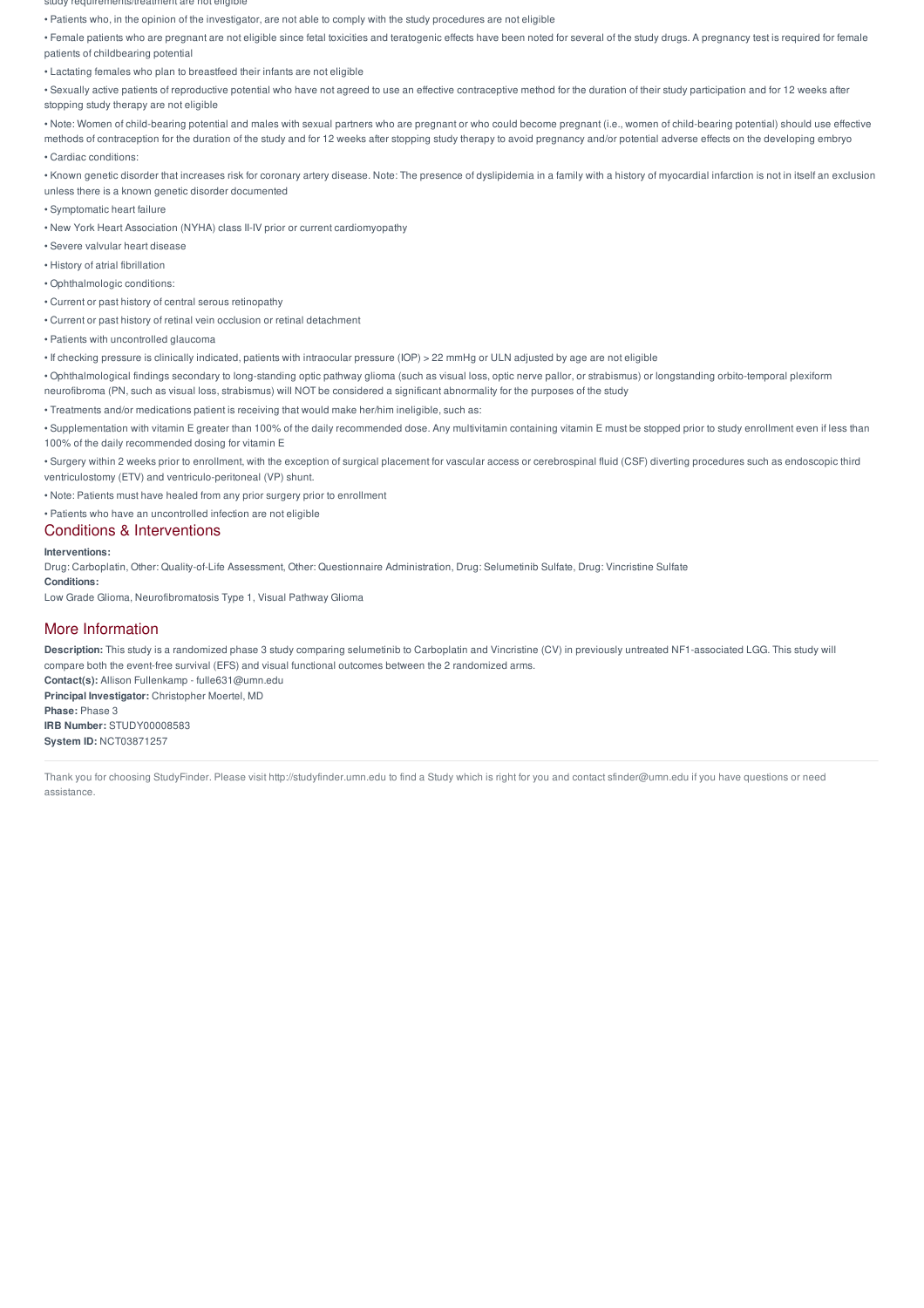study requirements/treatment are not eligible

- Patients who, in the opinion of the investigator, are not able to comply with the study procedures are not eligible
- Female patients who are pregnant are not eligible since fetal toxicities and teratogenic effects have been noted for several of the study drugs. A pregnancy test is required for female patients of childbearing potential
- Lactating females who plan to breastfeed their infants are not eligible
- Sexually active patients of reproductive potential who have not agreed to use an effective contraceptive method for the duration of their study participation and for 12 weeks after stopping study therapy are not eligible
- Note: Women of child-bearing potential and males with sexual partners who are pregnant or who could become pregnant (i.e., women of child-bearing potential) should use effective methods of contraception for the duration of the study and for 12 weeks after stopping study therapy to avoid pregnancy and/or potential adverse effects on the developing embryo
- Cardiac conditions:
- Known genetic disorder that increases risk for coronary artery disease. Note: The presence of dyslipidemia in a family with a history of myocardial infarction is not in itself an exclusion unless there is a known genetic disorder documented
- Symptomatic heart failure
- New York Heart Association (NYHA) class II-IV prior or current cardiomyopathy
- Severe valvular heart disease
- History of atrial fibrillation
- Ophthalmologic conditions:
- Current or past history of central serous retinopathy
- Current or past history of retinal vein occlusion or retinal detachment
- Patients with uncontrolled glaucoma
- If checking pressure is clinically indicated, patients with intraocular pressure (IOP) > 22 mmHg or ULN adjusted by age are not eligible
- Ophthalmological findings secondary to long-standing optic pathway glioma (such as visual loss, optic nerve pallor, or strabismus) or longstanding orbito-temporal plexiform neurofibroma (PN, such as visual loss, strabismus) will NOT be considered a significant abnormality for the purposes of the study
- Treatments and/or medications patient is receiving that would make her/him ineligible, such as:
- Supplementation with vitamin E greater than 100% of the daily recommended dose. Any multivitamin containing vitamin E must be stopped prior to study enrollment even if less than 100% of the daily recommended dosing for vitamin E
- Surgery within 2 weeks prior to enrollment, with the exception of surgical placement for vascular access or cerebrospinal fluid (CSF) diverting procedures such as endoscopic third ventriculostomy (ETV) and ventriculo-peritoneal (VP) shunt.
- Note: Patients must have healed from any prior surgery prior to enrollment
- Patients who have an uncontrolled infection are not eligible

## Conditions & Interventions

**Interventions:**
Drug: Carboplatin, Other: Quality-of-Life Assessment, Other: Questionnaire Administration, Drug: Selumetinib Sulfate, Drug: Vincristine Sulfate
**Conditions:**
Low Grade Glioma, Neurofibromatosis Type 1, Visual Pathway Glioma

## More Information

**Description:** This study is a randomized phase 3 study comparing selumetinib to Carboplatin and Vincristine (CV) in previously untreated NF1-associated LGG. This study will compare both the event-free survival (EFS) and visual functional outcomes between the 2 randomized arms.
**Contact(s):** Allison Fullenkamp - fulle631@umn.edu
**Principal Investigator:** Christopher Moertel, MD
**Phase:** Phase 3
**IRB Number:** STUDY00008583
**System ID:** NCT03871257

Thank you for choosing StudyFinder. Please visit http://studyfinder.umn.edu to find a Study which is right for you and contact sfinder@umn.edu if you have questions or need assistance.